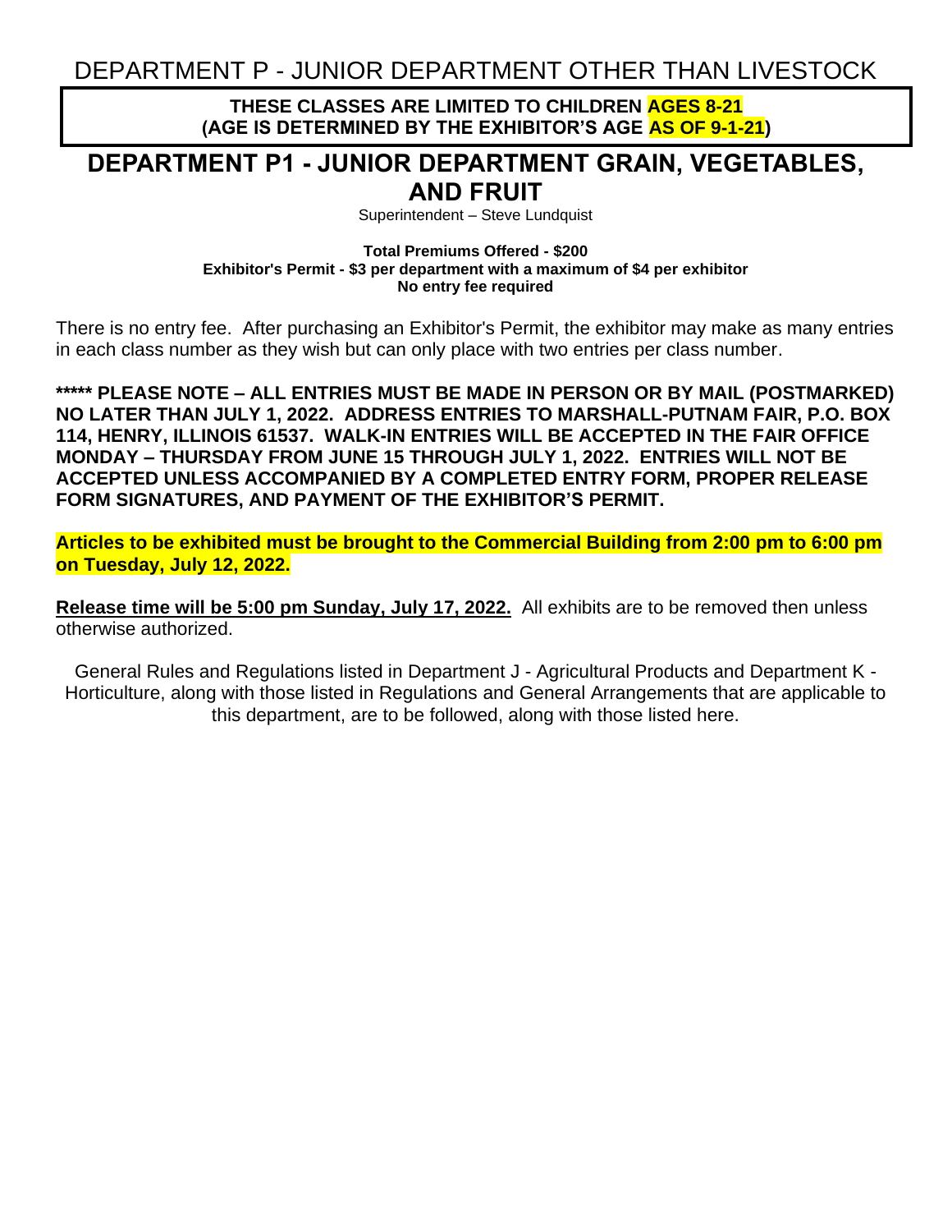# DEPARTMENT P - JUNIOR DEPARTMENT OTHER THAN LIVESTOCK

**THESE CLASSES ARE LIMITED TO CHILDREN AGES 8-21**
**(AGE IS DETERMINED BY THE EXHIBITOR'S AGE AS OF 9-1-21)**

## DEPARTMENT P1 - JUNIOR DEPARTMENT GRAIN, VEGETABLES, AND FRUIT

Superintendent – Steve Lundquist

**Total Premiums Offered - $200**
**Exhibitor's Permit - $3 per department with a maximum of $4 per exhibitor**
**No entry fee required**

There is no entry fee. After purchasing an Exhibitor's Permit, the exhibitor may make as many entries in each class number as they wish but can only place with two entries per class number.

**\*\*\*\*\* PLEASE NOTE – ALL ENTRIES MUST BE MADE IN PERSON OR BY MAIL (POSTMARKED) NO LATER THAN JULY 1, 2022. ADDRESS ENTRIES TO MARSHALL-PUTNAM FAIR, P.O. BOX 114, HENRY, ILLINOIS 61537. WALK-IN ENTRIES WILL BE ACCEPTED IN THE FAIR OFFICE MONDAY – THURSDAY FROM JUNE 15 THROUGH JULY 1, 2022. ENTRIES WILL NOT BE ACCEPTED UNLESS ACCOMPANIED BY A COMPLETED ENTRY FORM, PROPER RELEASE FORM SIGNATURES, AND PAYMENT OF THE EXHIBITOR'S PERMIT.**

**Articles to be exhibited must be brought to the Commercial Building from 2:00 pm to 6:00 pm on Tuesday, July 12, 2022.**

**Release time will be 5:00 pm Sunday, July 17, 2022.** All exhibits are to be removed then unless otherwise authorized.

General Rules and Regulations listed in Department J - Agricultural Products and Department K - Horticulture, along with those listed in Regulations and General Arrangements that are applicable to this department, are to be followed, along with those listed here.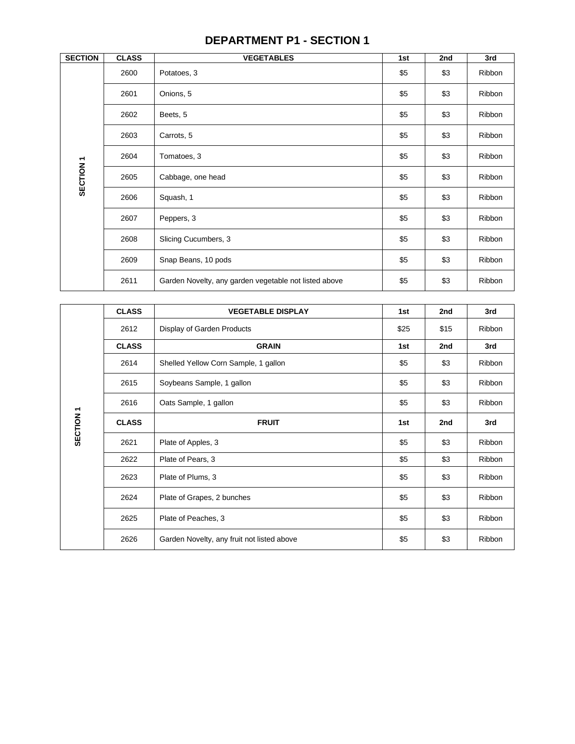# DEPARTMENT P1 - SECTION 1

| SECTION | CLASS | VEGETABLES | 1st | 2nd | 3rd |
|---|---|---|---|---|---|
| SECTION 1 | 2600 | Potatoes, 3 | $5 | $3 | Ribbon |
| | 2601 | Onions, 5 | $5 | $3 | Ribbon |
| | 2602 | Beets, 5 | $5 | $3 | Ribbon |
| | 2603 | Carrots, 5 | $5 | $3 | Ribbon |
| | 2604 | Tomatoes, 3 | $5 | $3 | Ribbon |
| | 2605 | Cabbage, one head | $5 | $3 | Ribbon |
| | 2606 | Squash, 1 | $5 | $3 | Ribbon |
| | 2607 | Peppers, 3 | $5 | $3 | Ribbon |
| | 2608 | Slicing Cucumbers, 3 | $5 | $3 | Ribbon |
| | 2609 | Snap Beans, 10 pods | $5 | $3 | Ribbon |
| | 2611 | Garden Novelty, any garden vegetable not listed above | $5 | $3 | Ribbon |

| | CLASS | VEGETABLE DISPLAY | 1st | 2nd | 3rd |
|---|---|---|---|---|---|
| SECTION 1 | 2612 | Display of Garden Products | $25 | $15 | Ribbon |
| | **CLASS** | **GRAIN** | **1st** | **2nd** | **3rd** |
| | 2614 | Shelled Yellow Corn Sample, 1 gallon | $5 | $3 | Ribbon |
| | 2615 | Soybeans Sample, 1 gallon | $5 | $3 | Ribbon |
| | 2616 | Oats Sample, 1 gallon | $5 | $3 | Ribbon |
| | **CLASS** | **FRUIT** | **1st** | **2nd** | **3rd** |
| | 2621 | Plate of Apples, 3 | $5 | $3 | Ribbon |
| | 2622 | Plate of Pears, 3 | $5 | $3 | Ribbon |
| | 2623 | Plate of Plums, 3 | $5 | $3 | Ribbon |
| | 2624 | Plate of Grapes, 2 bunches | $5 | $3 | Ribbon |
| | 2625 | Plate of Peaches, 3 | $5 | $3 | Ribbon |
| | 2626 | Garden Novelty, any fruit not listed above | $5 | $3 | Ribbon |